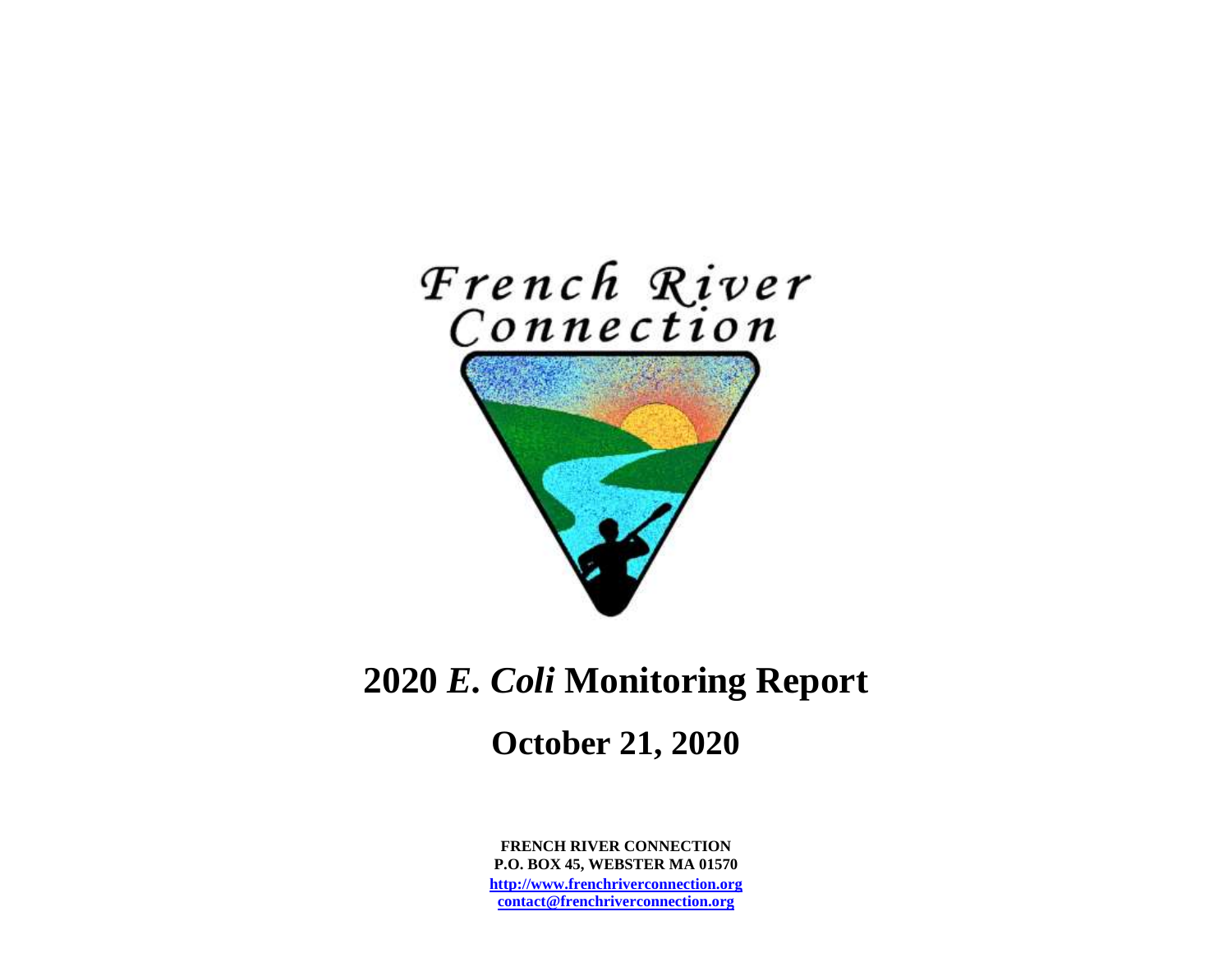French River Connection

# 2020 *E. Coli* Monitoring Report

## October 21, 2020

**FRENCH RIVER CONNECTION**
**P.O. BOX 45, WEBSTER MA 01570**
**[http://www.frenchriverconnection.org](http://www.frenchriverconnection.org)**
**[contact@frenchriverconnection.org](mailto:contact@frenchriverconnection.org)**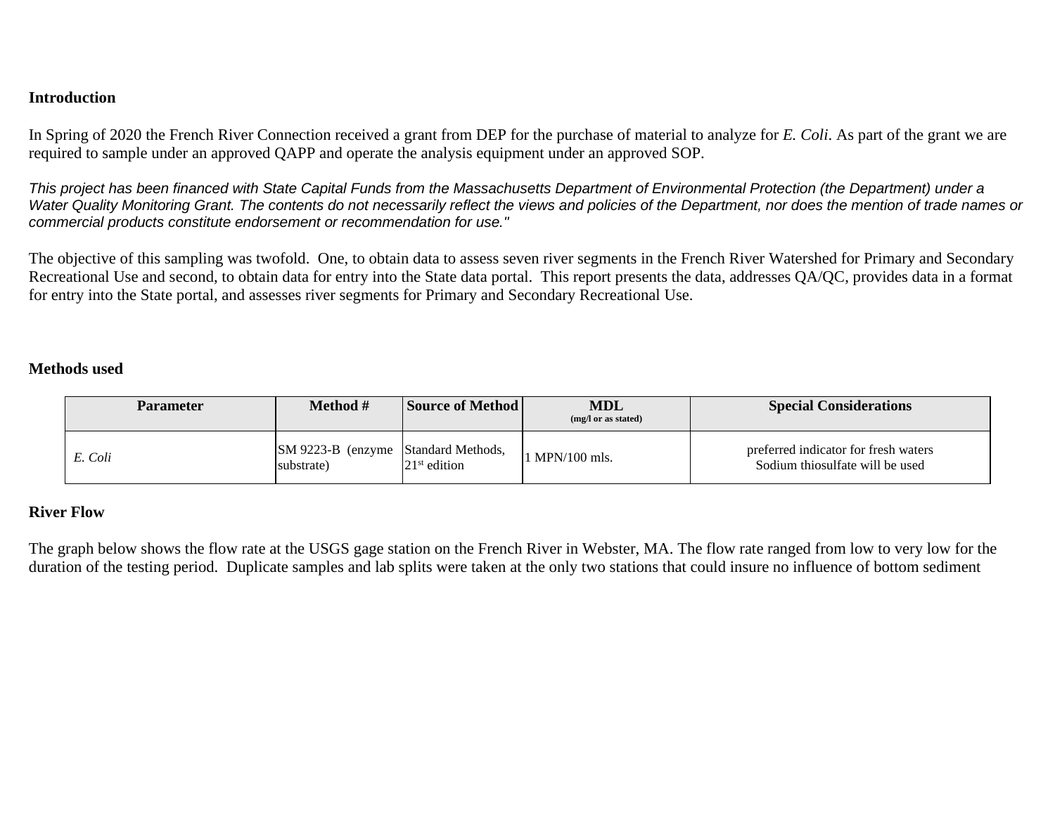**Introduction**

In Spring of 2020 the French River Connection received a grant from DEP for the purchase of material to analyze for *E. Coli*. As part of the grant we are required to sample under an approved QAPP and operate the analysis equipment under an approved SOP.

*This project has been financed with State Capital Funds from the Massachusetts Department of Environmental Protection (the Department) under a Water Quality Monitoring Grant. The contents do not necessarily reflect the views and policies of the Department, nor does the mention of trade names or commercial products constitute endorsement or recommendation for use."*

The objective of this sampling was twofold. One, to obtain data to assess seven river segments in the French River Watershed for Primary and Secondary Recreational Use and second, to obtain data for entry into the State data portal. This report presents the data, addresses QA/QC, provides data in a format for entry into the State portal, and assesses river segments for Primary and Secondary Recreational Use.

**Methods used**

| Parameter | Method # | Source of Method | MDL (mg/l or as stated) | Special Considerations |
|---|---|---|---|---|
| *E. Coli* | SM 9223-B (enzyme substrate) | Standard Methods, 21st edition | 1 MPN/100 mls. | preferred indicator for fresh waters Sodium thiosulfate will be used |

**River Flow**

The graph below shows the flow rate at the USGS gage station on the French River in Webster, MA. The flow rate ranged from low to very low for the duration of the testing period. Duplicate samples and lab splits were taken at the only two stations that could insure no influence of bottom sediment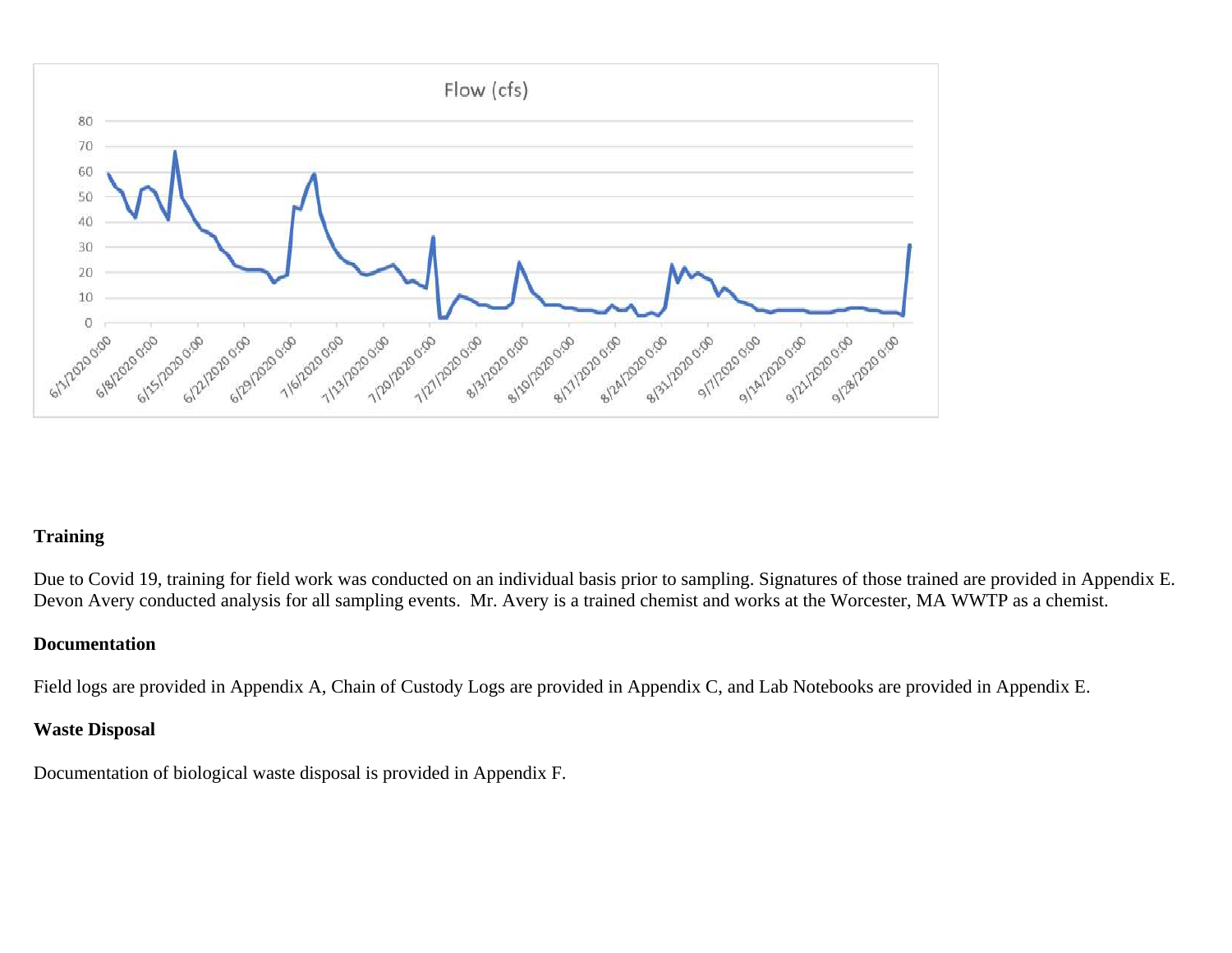Flow (cfs)

80
70
60
50
40
30
20
10
0

6/1/2020 0:00 6/8/2020 0:00 6/15/2020 0:00 6/22/2020 0:00 6/29/2020 0:00 7/6/2020 0:00 7/13/2020 0:00 7/20/2020 0:00 7/27/2020 0:00 8/3/2020 0:00 8/10/2020 0:00 8/17/2020 0:00 8/24/2020 0:00 8/31/2020 0:00 9/7/2020 0:00 9/14/2020 0:00 9/21/2020 0:00 9/28/2020 0:00

**Training**

Due to Covid 19, training for field work was conducted on an individual basis prior to sampling. Signatures of those trained are provided in Appendix E. Devon Avery conducted analysis for all sampling events. Mr. Avery is a trained chemist and works at the Worcester, MA WWTP as a chemist.

**Documentation**

Field logs are provided in Appendix A, Chain of Custody Logs are provided in Appendix C, and Lab Notebooks are provided in Appendix E.

**Waste Disposal**

Documentation of biological waste disposal is provided in Appendix F.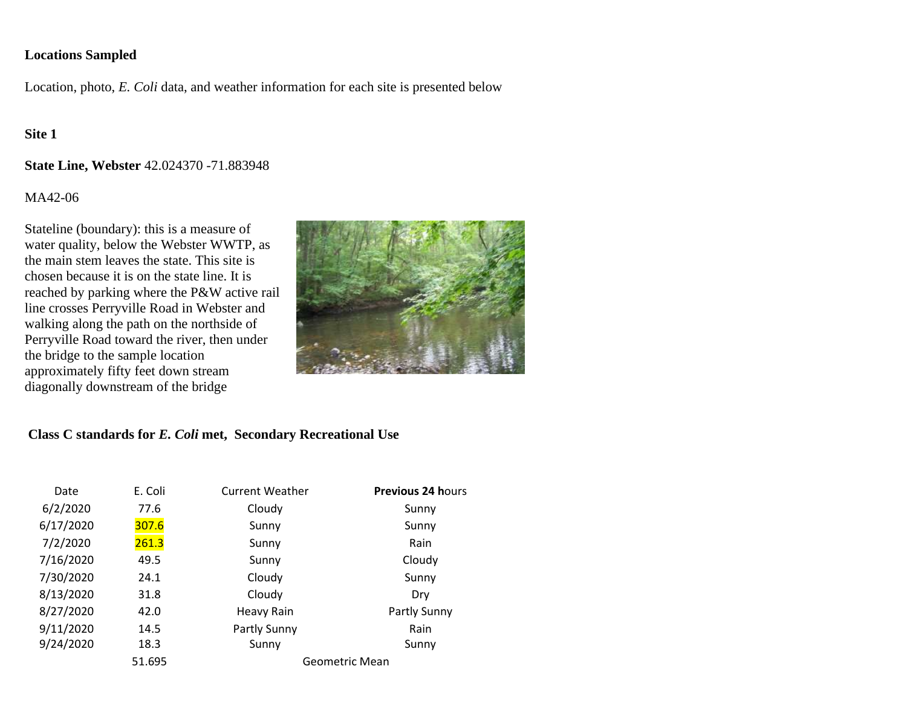**Locations Sampled**

Location, photo, *E. Coli* data, and weather information for each site is presented below

**Site 1**

**State Line, Webster** 42.024370 -71.883948

MA42-06

Stateline (boundary): this is a measure of water quality, below the Webster WWTP, as the main stem leaves the state. This site is chosen because it is on the state line. It is reached by parking where the P&W active rail line crosses Perryville Road in Webster and walking along the path on the northside of Perryville Road toward the river, then under the bridge to the sample location approximately fifty feet down stream diagonally downstream of the bridge

**Class C standards for *E. Coli* met, Secondary Recreational Use**

| Date | E. Coli | Current Weather | **Previous 24 h**ours |
|---|---|---|---|
| 6/2/2020 | 77.6 | Cloudy | Sunny |
| 6/17/2020 | 307.6 | Sunny | Sunny |
| 7/2/2020 | 261.3 | Sunny | Rain |
| 7/16/2020 | 49.5 | Sunny | Cloudy |
| 7/30/2020 | 24.1 | Cloudy | Sunny |
| 8/13/2020 | 31.8 | Cloudy | Dry |
| 8/27/2020 | 42.0 | Heavy Rain | Partly Sunny |
| 9/11/2020 | 14.5 | Partly Sunny | Rain |
| 9/24/2020 | 18.3 | Sunny | Sunny |
| | 51.695 | Geometric Mean | |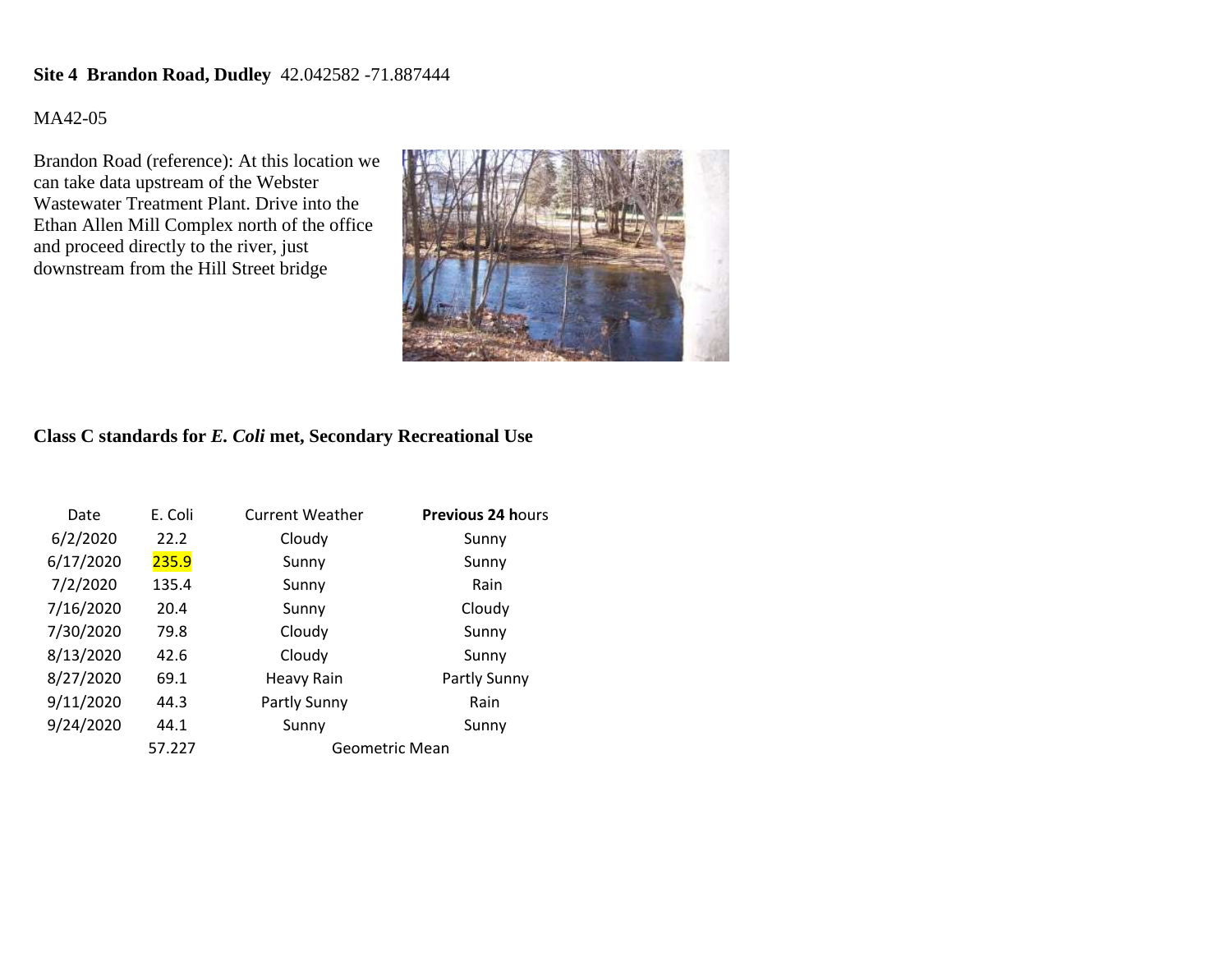**Site 4 Brandon Road, Dudley** 42.042582 -71.887444

MA42-05

Brandon Road (reference): At this location we can take data upstream of the Webster Wastewater Treatment Plant. Drive into the Ethan Allen Mill Complex north of the office and proceed directly to the river, just downstream from the Hill Street bridge

**Class C standards for *E. Coli* met, Secondary Recreational Use**

| Date | E. Coli | Current Weather | **Previous 24 h**ours |
|---|---|---|---|
| 6/2/2020 | 22.2 | Cloudy | Sunny |
| 6/17/2020 | 235.9 | Sunny | Sunny |
| 7/2/2020 | 135.4 | Sunny | Rain |
| 7/16/2020 | 20.4 | Sunny | Cloudy |
| 7/30/2020 | 79.8 | Cloudy | Sunny |
| 8/13/2020 | 42.6 | Cloudy | Sunny |
| 8/27/2020 | 69.1 | Heavy Rain | Partly Sunny |
| 9/11/2020 | 44.3 | Partly Sunny | Rain |
| 9/24/2020 | 44.1 | Sunny | Sunny |
| | 57.227 | Geometric Mean | |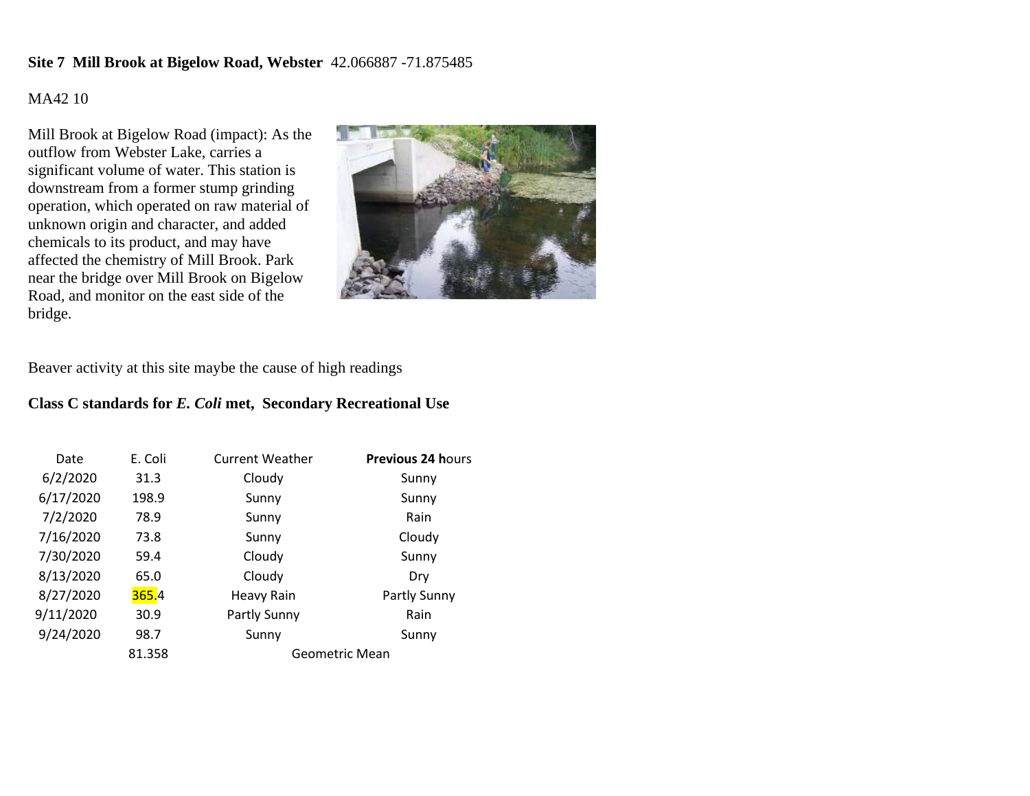**Site 7 Mill Brook at Bigelow Road, Webster** 42.066887 -71.875485

MA42 10

Mill Brook at Bigelow Road (impact): As the outflow from Webster Lake, carries a significant volume of water. This station is downstream from a former stump grinding operation, which operated on raw material of unknown origin and character, and added chemicals to its product, and may have affected the chemistry of Mill Brook. Park near the bridge over Mill Brook on Bigelow Road, and monitor on the east side of the bridge.

Beaver activity at this site maybe the cause of high readings

**Class C standards for *E. Coli* met, Secondary Recreational Use**

| Date | E. Coli | Current Weather | **Previous 24 h**ours |
|---|---|---|---|
| 6/2/2020 | 31.3 | Cloudy | Sunny |
| 6/17/2020 | 198.9 | Sunny | Sunny |
| 7/2/2020 | 78.9 | Sunny | Rain |
| 7/16/2020 | 73.8 | Sunny | Cloudy |
| 7/30/2020 | 59.4 | Cloudy | Sunny |
| 8/13/2020 | 65.0 | Cloudy | Dry |
| 8/27/2020 | 365.4 | Heavy Rain | Partly Sunny |
| 9/11/2020 | 30.9 | Partly Sunny | Rain |
| 9/24/2020 | 98.7 | Sunny | Sunny |
| | 81.358 | Geometric Mean | |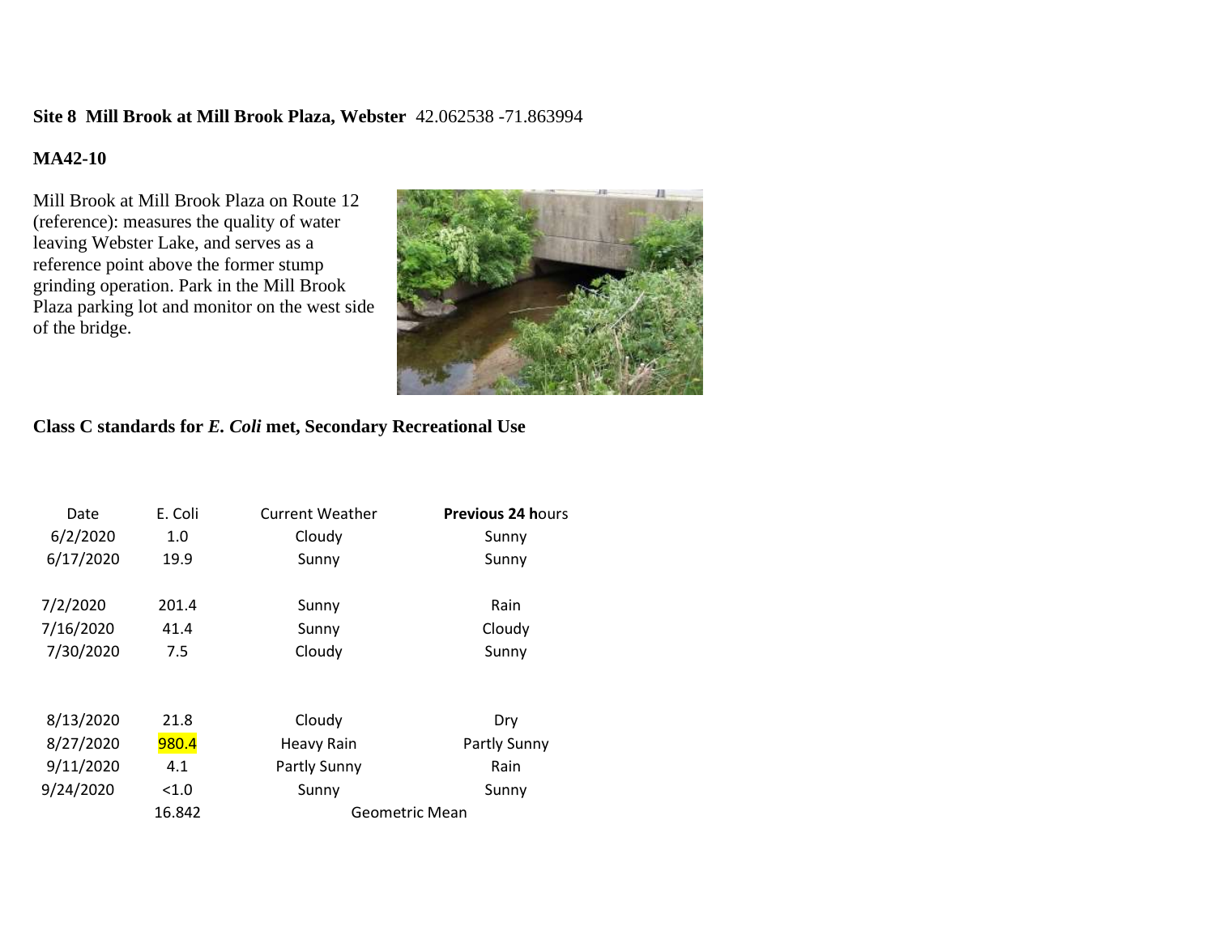**Site 8 Mill Brook at Mill Brook Plaza, Webster** 42.062538 -71.863994

**MA42-10**

Mill Brook at Mill Brook Plaza on Route 12 (reference): measures the quality of water leaving Webster Lake, and serves as a reference point above the former stump grinding operation. Park in the Mill Brook Plaza parking lot and monitor on the west side of the bridge.

**Class C standards for *E. Coli* met, Secondary Recreational Use**

| Date | E. Coli | Current Weather | **Previous 24 h**ours |
|---|---|---|---|
| 6/2/2020 | 1.0 | Cloudy | Sunny |
| 6/17/2020 | 19.9 | Sunny | Sunny |
| 7/2/2020 | 201.4 | Sunny | Rain |
| 7/16/2020 | 41.4 | Sunny | Cloudy |
| 7/30/2020 | 7.5 | Cloudy | Sunny |
| 8/13/2020 | 21.8 | Cloudy | Dry |
| 8/27/2020 | 980.4 | Heavy Rain | Partly Sunny |
| 9/11/2020 | 4.1 | Partly Sunny | Rain |
| 9/24/2020 | <1.0 | Sunny | Sunny |
| | 16.842 | Geometric Mean | |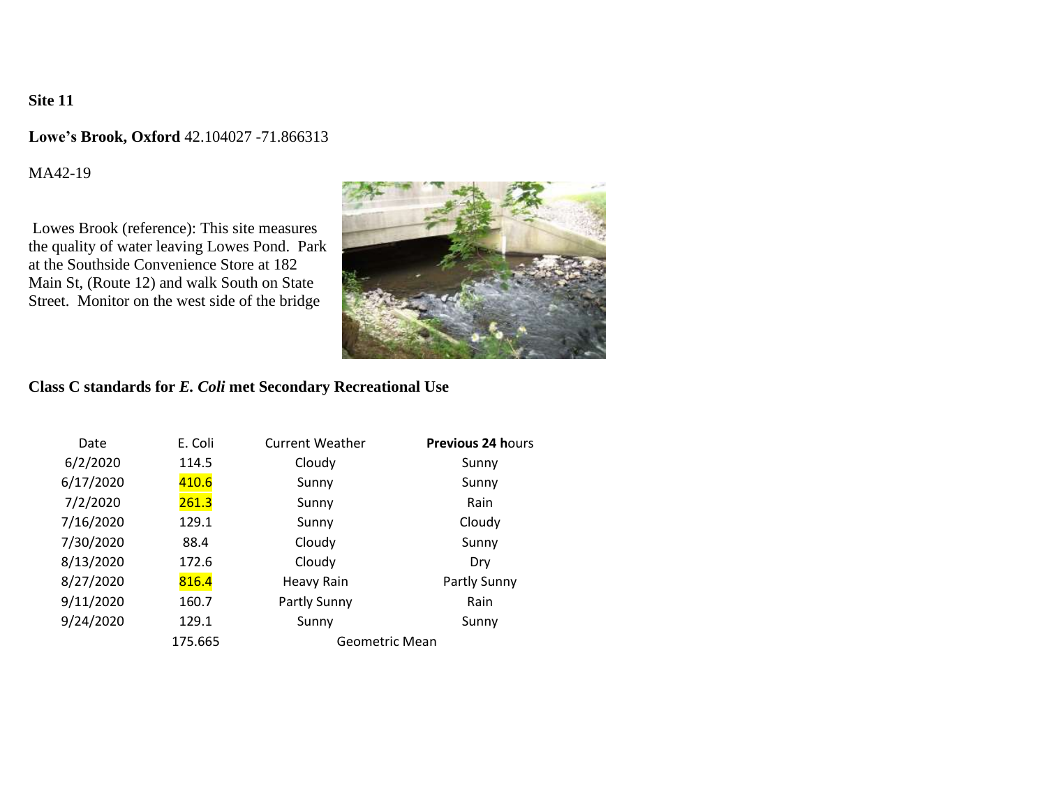**Site 11**

**Lowe's Brook, Oxford** 42.104027 -71.866313

MA42-19

Lowes Brook (reference): This site measures the quality of water leaving Lowes Pond. Park at the Southside Convenience Store at 182 Main St, (Route 12) and walk South on State Street. Monitor on the west side of the bridge

**Class C standards for *E. Coli* met Secondary Recreational Use**

| Date | E. Coli | Current Weather | **Previous 24 h**ours |
|---|---|---|---|
| 6/2/2020 | 114.5 | Cloudy | Sunny |
| 6/17/2020 | 410.6 | Sunny | Sunny |
| 7/2/2020 | 261.3 | Sunny | Rain |
| 7/16/2020 | 129.1 | Sunny | Cloudy |
| 7/30/2020 | 88.4 | Cloudy | Sunny |
| 8/13/2020 | 172.6 | Cloudy | Dry |
| 8/27/2020 | 816.4 | Heavy Rain | Partly Sunny |
| 9/11/2020 | 160.7 | Partly Sunny | Rain |
| 9/24/2020 | 129.1 | Sunny | Sunny |
| | 175.665 | Geometric Mean | |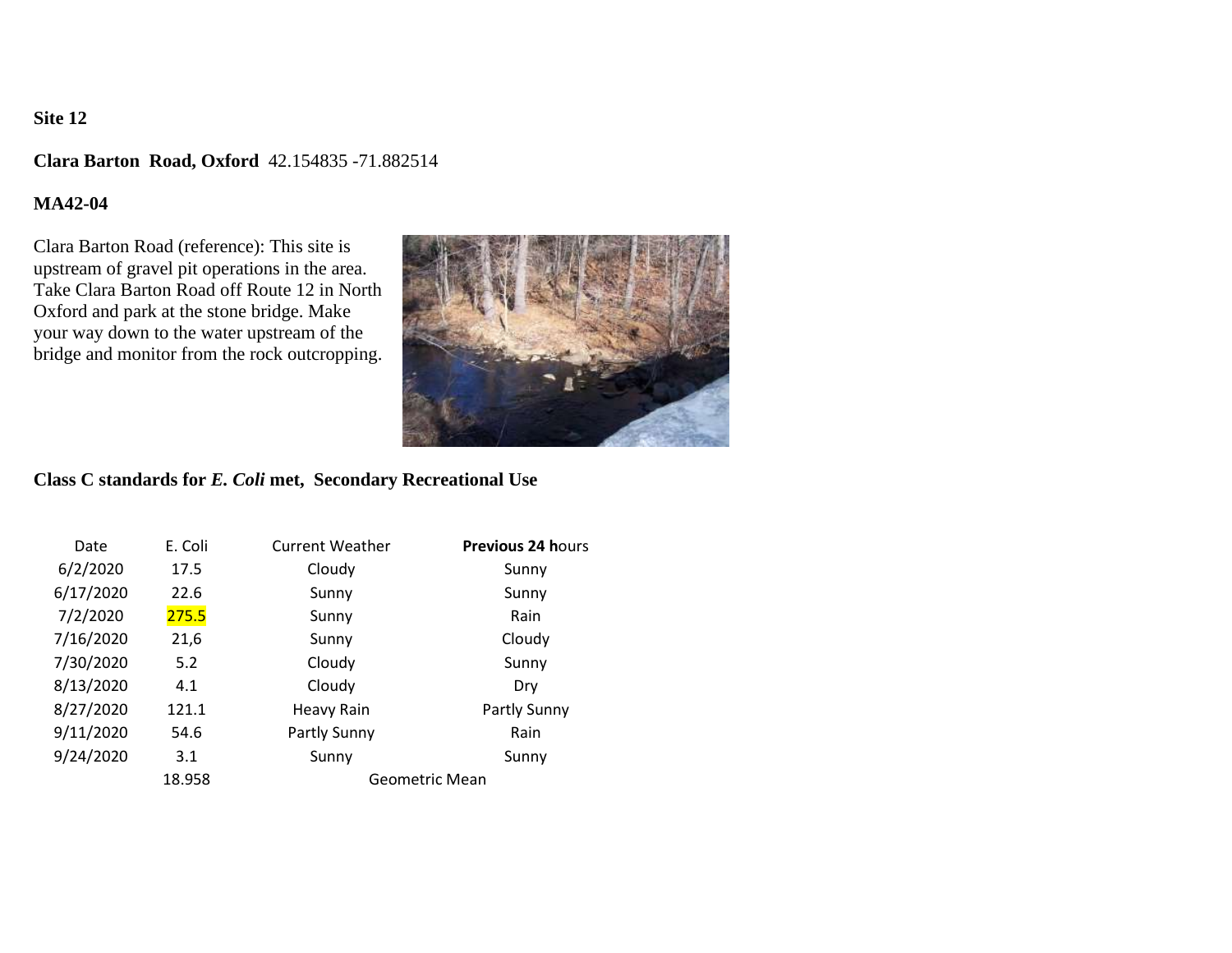**Site 12**

**Clara Barton Road, Oxford** 42.154835 -71.882514

**MA42-04**

Clara Barton Road (reference): This site is upstream of gravel pit operations in the area. Take Clara Barton Road off Route 12 in North Oxford and park at the stone bridge. Make your way down to the water upstream of the bridge and monitor from the rock outcropping.

**Class C standards for *E. Coli* met, Secondary Recreational Use**

| Date | E. Coli | Current Weather | **Previous 24 h**ours |
|---|---|---|---|
| 6/2/2020 | 17.5 | Cloudy | Sunny |
| 6/17/2020 | 22.6 | Sunny | Sunny |
| 7/2/2020 | 275.5 | Sunny | Rain |
| 7/16/2020 | 21,6 | Sunny | Cloudy |
| 7/30/2020 | 5.2 | Cloudy | Sunny |
| 8/13/2020 | 4.1 | Cloudy | Dry |
| 8/27/2020 | 121.1 | Heavy Rain | Partly Sunny |
| 9/11/2020 | 54.6 | Partly Sunny | Rain |
| 9/24/2020 | 3.1 | Sunny | Sunny |
| | 18.958 | Geometric Mean | |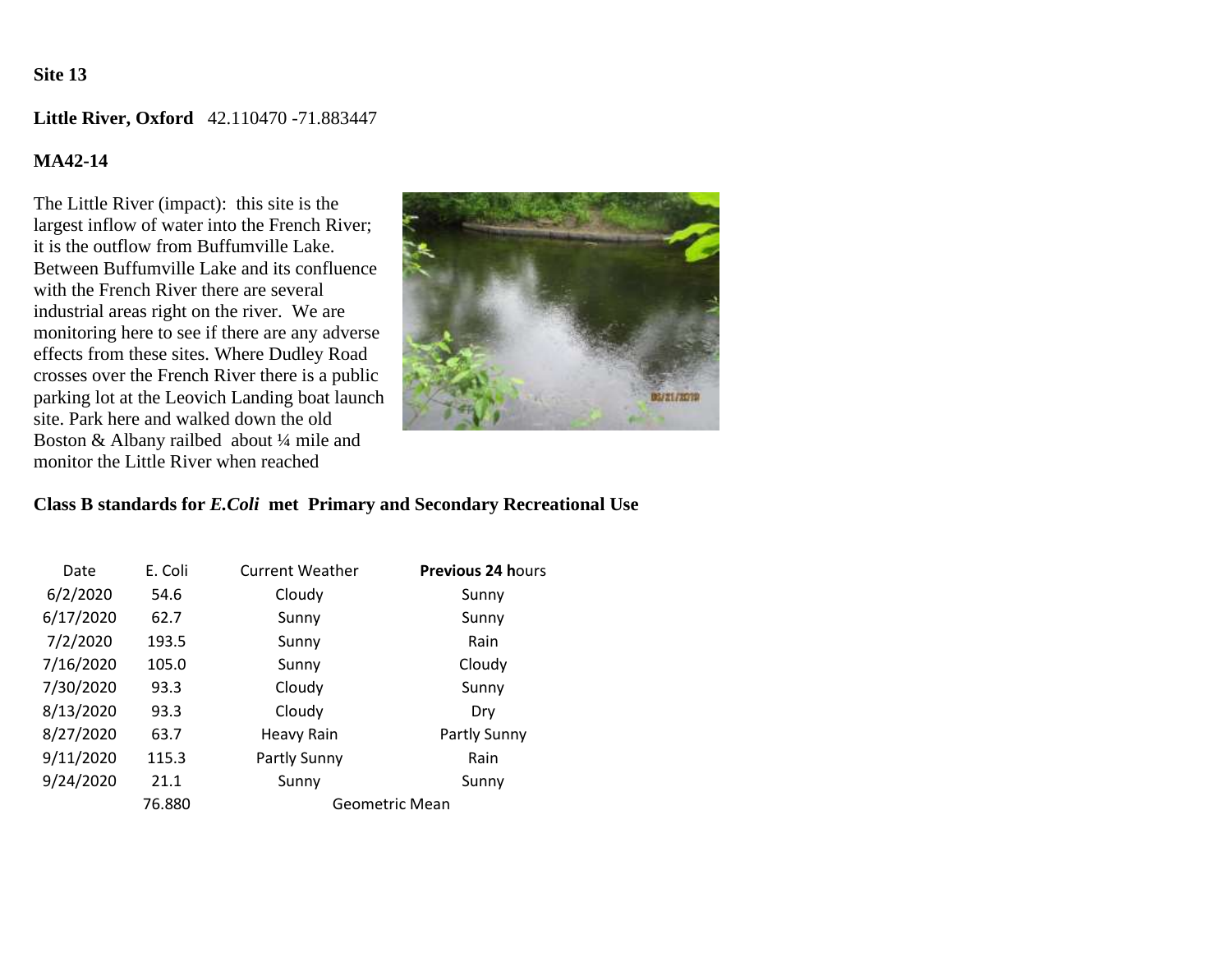**Site 13**

**Little River, Oxford** 42.110470 -71.883447

**MA42-14**

The Little River (impact): this site is the largest inflow of water into the French River; it is the outflow from Buffumville Lake. Between Buffumville Lake and its confluence with the French River there are several industrial areas right on the river. We are monitoring here to see if there are any adverse effects from these sites. Where Dudley Road crosses over the French River there is a public parking lot at the Leovich Landing boat launch site. Park here and walked down the old Boston & Albany railbed about ¼ mile and monitor the Little River when reached

**Class B standards for *E.Coli* met Primary and Secondary Recreational Use**

| Date | E. Coli | Current Weather | **Previous 24 h**ours |
|---|---|---|---|
| 6/2/2020 | 54.6 | Cloudy | Sunny |
| 6/17/2020 | 62.7 | Sunny | Sunny |
| 7/2/2020 | 193.5 | Sunny | Rain |
| 7/16/2020 | 105.0 | Sunny | Cloudy |
| 7/30/2020 | 93.3 | Cloudy | Sunny |
| 8/13/2020 | 93.3 | Cloudy | Dry |
| 8/27/2020 | 63.7 | Heavy Rain | Partly Sunny |
| 9/11/2020 | 115.3 | Partly Sunny | Rain |
| 9/24/2020 | 21.1 | Sunny | Sunny |
| | 76.880 | Geometric Mean | |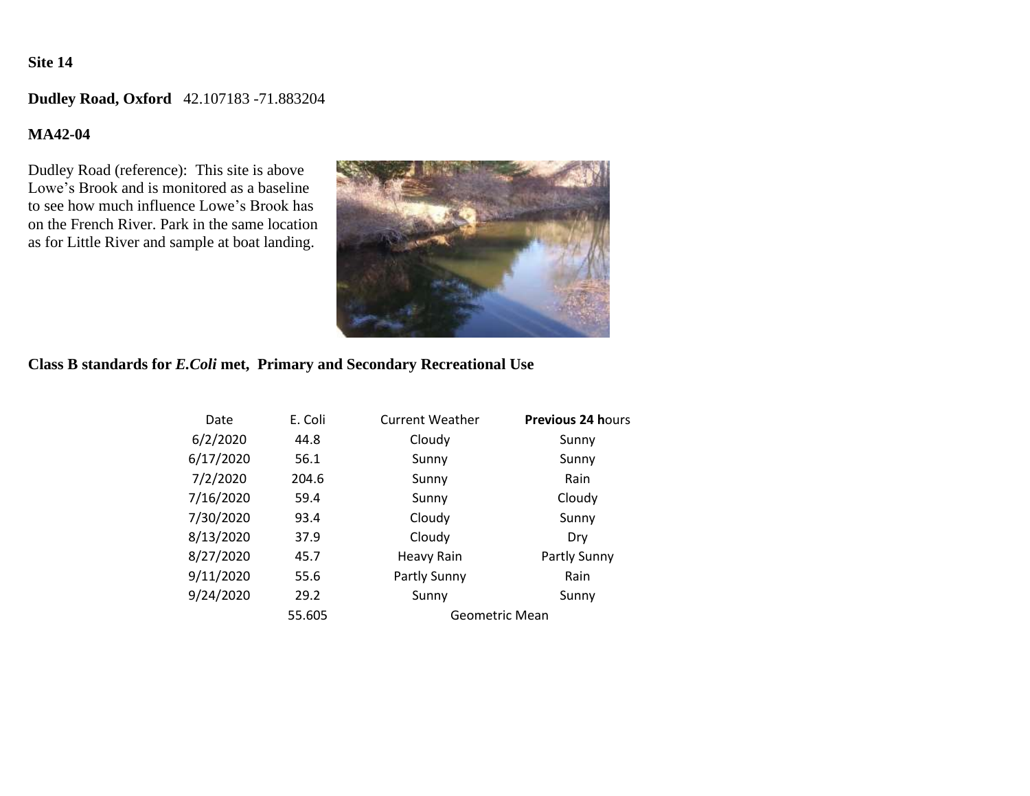**Site 14**

**Dudley Road, Oxford** 42.107183 -71.883204

**MA42-04**

Dudley Road (reference): This site is above Lowe's Brook and is monitored as a baseline to see how much influence Lowe's Brook has on the French River. Park in the same location as for Little River and sample at boat landing.

**Class B standards for *E.Coli* met, Primary and Secondary Recreational Use**

| Date | E. Coli | Current Weather | **Previous 24 h**ours |
|---|---|---|---|
| 6/2/2020 | 44.8 | Cloudy | Sunny |
| 6/17/2020 | 56.1 | Sunny | Sunny |
| 7/2/2020 | 204.6 | Sunny | Rain |
| 7/16/2020 | 59.4 | Sunny | Cloudy |
| 7/30/2020 | 93.4 | Cloudy | Sunny |
| 8/13/2020 | 37.9 | Cloudy | Dry |
| 8/27/2020 | 45.7 | Heavy Rain | Partly Sunny |
| 9/11/2020 | 55.6 | Partly Sunny | Rain |
| 9/24/2020 | 29.2 | Sunny | Sunny |
| | 55.605 | Geometric Mean | |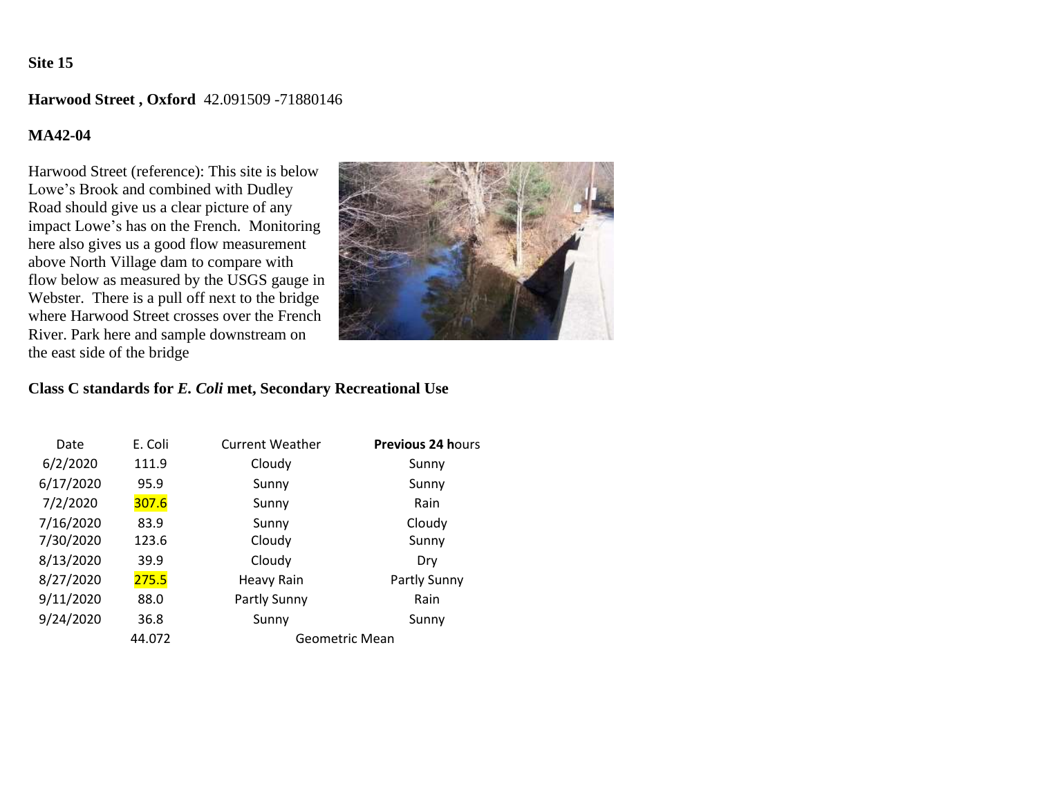**Site 15**

**Harwood Street , Oxford** 42.091509 -71880146

**MA42-04**

Harwood Street (reference): This site is below Lowe's Brook and combined with Dudley Road should give us a clear picture of any impact Lowe's has on the French. Monitoring here also gives us a good flow measurement above North Village dam to compare with flow below as measured by the USGS gauge in Webster. There is a pull off next to the bridge where Harwood Street crosses over the French River. Park here and sample downstream on the east side of the bridge

**Class C standards for *E. Coli* met, Secondary Recreational Use**

| Date | E. Coli | Current Weather | **Previous 24 h**ours |
|---|---|---|---|
| 6/2/2020 | 111.9 | Cloudy | Sunny |
| 6/17/2020 | 95.9 | Sunny | Sunny |
| 7/2/2020 | 307.6 | Sunny | Rain |
| 7/16/2020 | 83.9 | Sunny | Cloudy |
| 7/30/2020 | 123.6 | Cloudy | Sunny |
| 8/13/2020 | 39.9 | Cloudy | Dry |
| 8/27/2020 | 275.5 | Heavy Rain | Partly Sunny |
| 9/11/2020 | 88.0 | Partly Sunny | Rain |
| 9/24/2020 | 36.8 | Sunny | Sunny |
| | 44.072 | Geometric Mean | |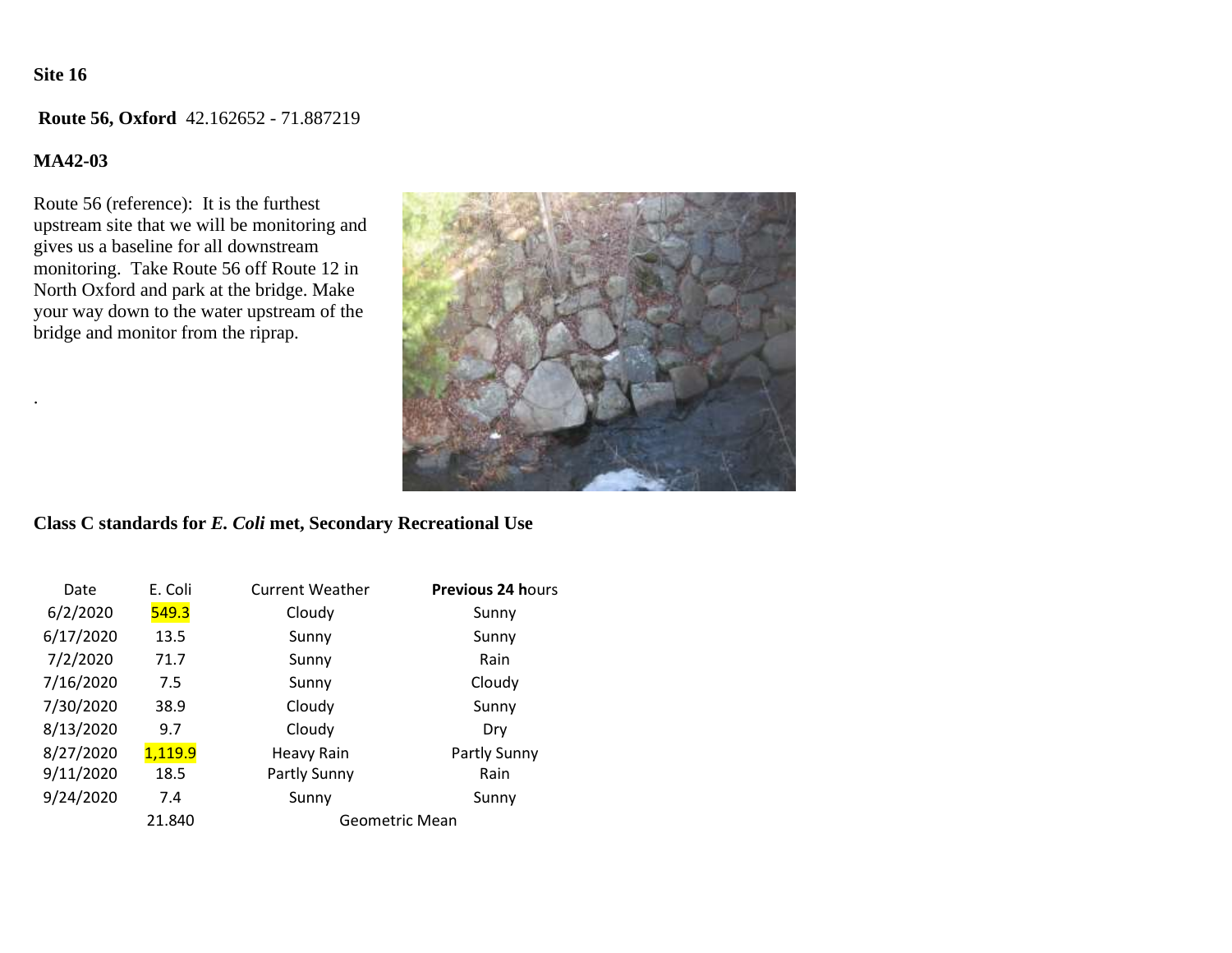**Site 16**

**Route 56, Oxford** 42.162652 - 71.887219

**MA42-03**

Route 56 (reference): It is the furthest upstream site that we will be monitoring and gives us a baseline for all downstream monitoring. Take Route 56 off Route 12 in North Oxford and park at the bridge. Make your way down to the water upstream of the bridge and monitor from the riprap.

.

**Class C standards for *E. Coli* met, Secondary Recreational Use**

| Date | E. Coli | Current Weather | **Previous 24 h**ours |
|---|---|---|---|
| 6/2/2020 | 549.3 | Cloudy | Sunny |
| 6/17/2020 | 13.5 | Sunny | Sunny |
| 7/2/2020 | 71.7 | Sunny | Rain |
| 7/16/2020 | 7.5 | Sunny | Cloudy |
| 7/30/2020 | 38.9 | Cloudy | Sunny |
| 8/13/2020 | 9.7 | Cloudy | Dry |
| 8/27/2020 | 1,119.9 | Heavy Rain | Partly Sunny |
| 9/11/2020 | 18.5 | Partly Sunny | Rain |
| 9/24/2020 | 7.4 | Sunny | Sunny |
| | 21.840 | Geometric Mean | |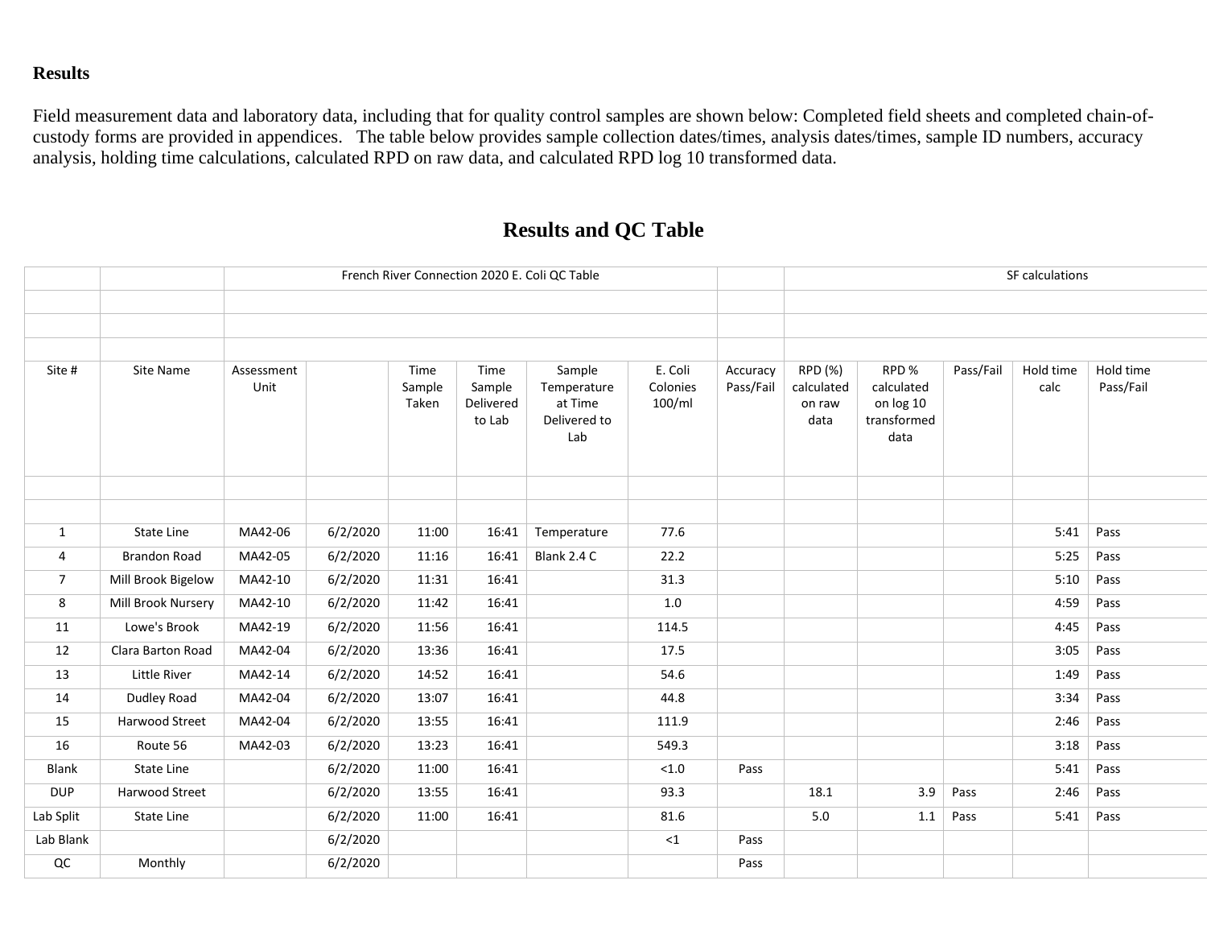**Results**

Field measurement data and laboratory data, including that for quality control samples are shown below: Completed field sheets and completed chain-of-custody forms are provided in appendices. The table below provides sample collection dates/times, analysis dates/times, sample ID numbers, accuracy analysis, holding time calculations, calculated RPD on raw data, and calculated RPD log 10 transformed data.

## Results and QC Table

| | | French River Connection 2020 E. Coli QC Table | | | | | | | SF calculations | | | | |
|---|---|---|---|---|---|---|---|---|---|---|---|---|---|
| Site # | Site Name | Assessment Unit | | Time Sample Taken | Time Sample Delivered to Lab | Sample Temperature at Time Delivered to Lab | E. Coli Colonies 100/ml | Accuracy Pass/Fail | RPD (%) calculated on raw data | RPD % calculated on log 10 transformed data | Pass/Fail | Hold time calc | Hold time Pass/Fail |
| 1 | State Line | MA42-06 | 6/2/2020 | 11:00 | 16:41 | Temperature | 77.6 | | | | | 5:41 | Pass |
| 4 | Brandon Road | MA42-05 | 6/2/2020 | 11:16 | 16:41 | Blank 2.4 C | 22.2 | | | | | 5:25 | Pass |
| 7 | Mill Brook Bigelow | MA42-10 | 6/2/2020 | 11:31 | 16:41 | | 31.3 | | | | | 5:10 | Pass |
| 8 | Mill Brook Nursery | MA42-10 | 6/2/2020 | 11:42 | 16:41 | | 1.0 | | | | | 4:59 | Pass |
| 11 | Lowe's Brook | MA42-19 | 6/2/2020 | 11:56 | 16:41 | | 114.5 | | | | | 4:45 | Pass |
| 12 | Clara Barton Road | MA42-04 | 6/2/2020 | 13:36 | 16:41 | | 17.5 | | | | | 3:05 | Pass |
| 13 | Little River | MA42-14 | 6/2/2020 | 14:52 | 16:41 | | 54.6 | | | | | 1:49 | Pass |
| 14 | Dudley Road | MA42-04 | 6/2/2020 | 13:07 | 16:41 | | 44.8 | | | | | 3:34 | Pass |
| 15 | Harwood Street | MA42-04 | 6/2/2020 | 13:55 | 16:41 | | 111.9 | | | | | 2:46 | Pass |
| 16 | Route 56 | MA42-03 | 6/2/2020 | 13:23 | 16:41 | | 549.3 | | | | | 3:18 | Pass |
| Blank | State Line | | 6/2/2020 | 11:00 | 16:41 | | <1.0 | Pass | | | | 5:41 | Pass |
| DUP | Harwood Street | | 6/2/2020 | 13:55 | 16:41 | | 93.3 | | 18.1 | 3.9 | Pass | 2:46 | Pass |
| Lab Split | State Line | | 6/2/2020 | 11:00 | 16:41 | | 81.6 | | 5.0 | 1.1 | Pass | 5:41 | Pass |
| Lab Blank | | | 6/2/2020 | | | | <1 | Pass | | | | | |
| QC | Monthly | | 6/2/2020 | | | | | Pass | | | | | |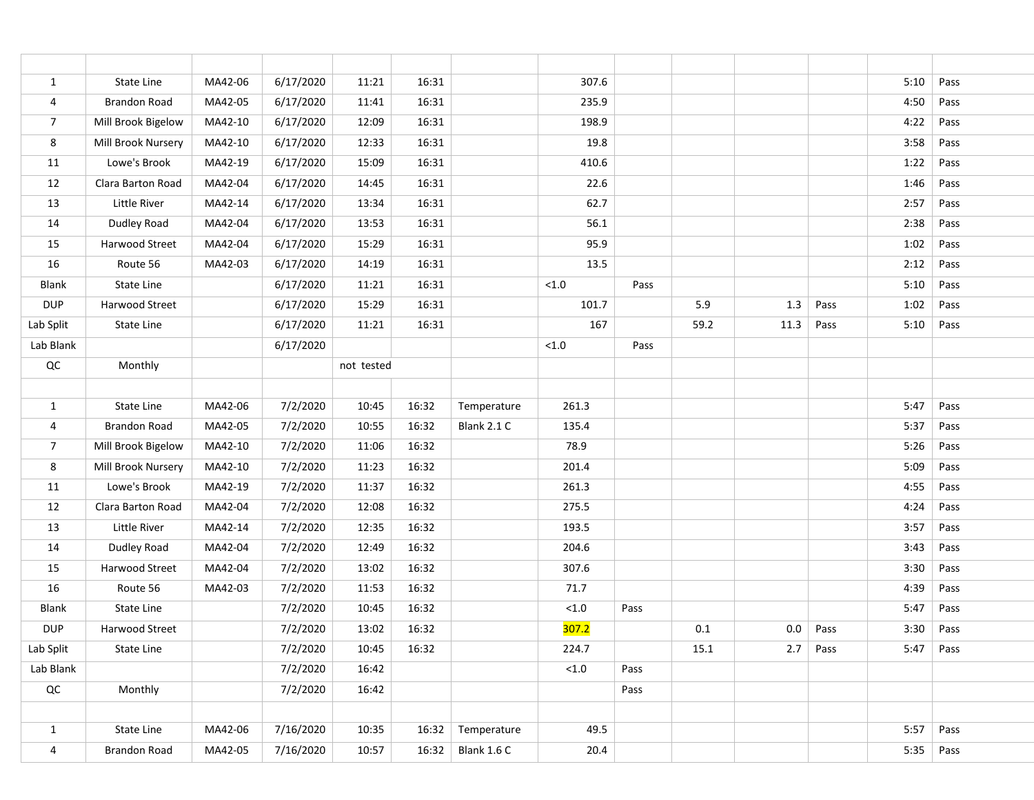| | | | | | | | | | | | | | |
|---|---|---|---|---|---|---|---|---|---|---|---|---|---|
| 1 | State Line | MA42-06 | 6/17/2020 | 11:21 | 16:31 | | 307.6 | | | | | 5:10 | Pass |
| 4 | Brandon Road | MA42-05 | 6/17/2020 | 11:41 | 16:31 | | 235.9 | | | | | 4:50 | Pass |
| 7 | Mill Brook Bigelow | MA42-10 | 6/17/2020 | 12:09 | 16:31 | | 198.9 | | | | | 4:22 | Pass |
| 8 | Mill Brook Nursery | MA42-10 | 6/17/2020 | 12:33 | 16:31 | | 19.8 | | | | | 3:58 | Pass |
| 11 | Lowe's Brook | MA42-19 | 6/17/2020 | 15:09 | 16:31 | | 410.6 | | | | | 1:22 | Pass |
| 12 | Clara Barton Road | MA42-04 | 6/17/2020 | 14:45 | 16:31 | | 22.6 | | | | | 1:46 | Pass |
| 13 | Little River | MA42-14 | 6/17/2020 | 13:34 | 16:31 | | 62.7 | | | | | 2:57 | Pass |
| 14 | Dudley Road | MA42-04 | 6/17/2020 | 13:53 | 16:31 | | 56.1 | | | | | 2:38 | Pass |
| 15 | Harwood Street | MA42-04 | 6/17/2020 | 15:29 | 16:31 | | 95.9 | | | | | 1:02 | Pass |
| 16 | Route 56 | MA42-03 | 6/17/2020 | 14:19 | 16:31 | | 13.5 | | | | | 2:12 | Pass |
| Blank | State Line | | 6/17/2020 | 11:21 | 16:31 | | <1.0 | Pass | | | | 5:10 | Pass |
| DUP | Harwood Street | | 6/17/2020 | 15:29 | 16:31 | | 101.7 | | 5.9 | 1.3 | Pass | 1:02 | Pass |
| Lab Split | State Line | | 6/17/2020 | 11:21 | 16:31 | | 167 | | 59.2 | 11.3 | Pass | 5:10 | Pass |
| Lab Blank | | | 6/17/2020 | | | | <1.0 | Pass | | | | | |
| QC | Monthly | | | not tested | | | | | | | | | |
| | | | | | | | | | | | | | |
| 1 | State Line | MA42-06 | 7/2/2020 | 10:45 | 16:32 | Temperature | 261.3 | | | | | 5:47 | Pass |
| 4 | Brandon Road | MA42-05 | 7/2/2020 | 10:55 | 16:32 | Blank 2.1 C | 135.4 | | | | | 5:37 | Pass |
| 7 | Mill Brook Bigelow | MA42-10 | 7/2/2020 | 11:06 | 16:32 | | 78.9 | | | | | 5:26 | Pass |
| 8 | Mill Brook Nursery | MA42-10 | 7/2/2020 | 11:23 | 16:32 | | 201.4 | | | | | 5:09 | Pass |
| 11 | Lowe's Brook | MA42-19 | 7/2/2020 | 11:37 | 16:32 | | 261.3 | | | | | 4:55 | Pass |
| 12 | Clara Barton Road | MA42-04 | 7/2/2020 | 12:08 | 16:32 | | 275.5 | | | | | 4:24 | Pass |
| 13 | Little River | MA42-14 | 7/2/2020 | 12:35 | 16:32 | | 193.5 | | | | | 3:57 | Pass |
| 14 | Dudley Road | MA42-04 | 7/2/2020 | 12:49 | 16:32 | | 204.6 | | | | | 3:43 | Pass |
| 15 | Harwood Street | MA42-04 | 7/2/2020 | 13:02 | 16:32 | | 307.6 | | | | | 3:30 | Pass |
| 16 | Route 56 | MA42-03 | 7/2/2020 | 11:53 | 16:32 | | 71.7 | | | | | 4:39 | Pass |
| Blank | State Line | | 7/2/2020 | 10:45 | 16:32 | | <1.0 | Pass | | | | 5:47 | Pass |
| DUP | Harwood Street | | 7/2/2020 | 13:02 | 16:32 | | 307.2 | | 0.1 | 0.0 | Pass | 3:30 | Pass |
| Lab Split | State Line | | 7/2/2020 | 10:45 | 16:32 | | 224.7 | | 15.1 | 2.7 | Pass | 5:47 | Pass |
| Lab Blank | | | 7/2/2020 | 16:42 | | | <1.0 | Pass | | | | | |
| QC | Monthly | | 7/2/2020 | 16:42 | | | | Pass | | | | | |
| | | | | | | | | | | | | | |
| 1 | State Line | MA42-06 | 7/16/2020 | 10:35 | 16:32 | Temperature | 49.5 | | | | | 5:57 | Pass |
| 4 | Brandon Road | MA42-05 | 7/16/2020 | 10:57 | 16:32 | Blank 1.6 C | 20.4 | | | | | 5:35 | Pass |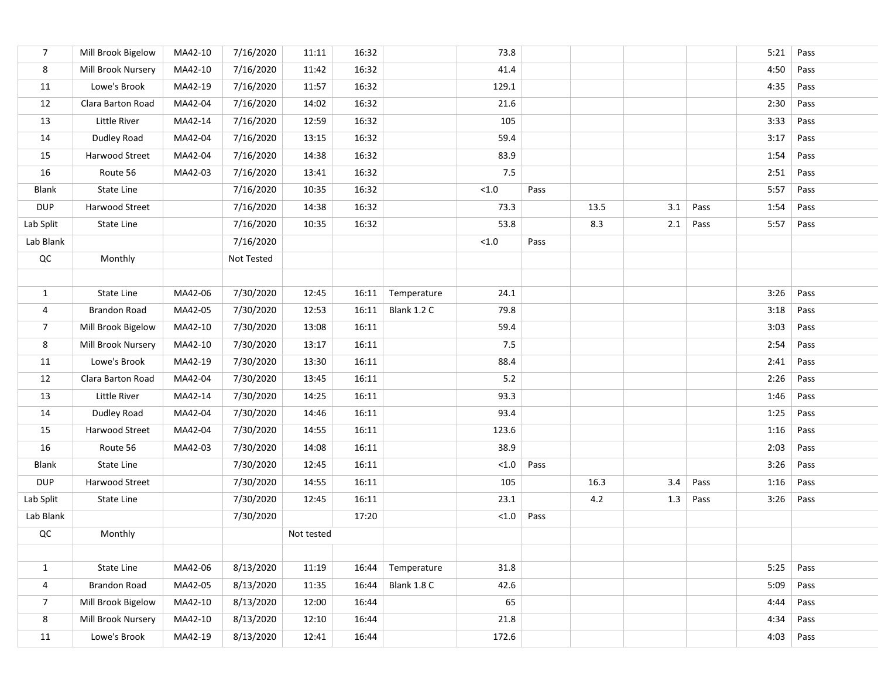| | | | | | | | | | | | | | |
|---|---|---|---|---|---|---|---|---|---|---|---|---|---|
| 7 | Mill Brook Bigelow | MA42-10 | 7/16/2020 | 11:11 | 16:32 | | 73.8 | | | | | 5:21 | Pass |
| 8 | Mill Brook Nursery | MA42-10 | 7/16/2020 | 11:42 | 16:32 | | 41.4 | | | | | 4:50 | Pass |
| 11 | Lowe's Brook | MA42-19 | 7/16/2020 | 11:57 | 16:32 | | 129.1 | | | | | 4:35 | Pass |
| 12 | Clara Barton Road | MA42-04 | 7/16/2020 | 14:02 | 16:32 | | 21.6 | | | | | 2:30 | Pass |
| 13 | Little River | MA42-14 | 7/16/2020 | 12:59 | 16:32 | | 105 | | | | | 3:33 | Pass |
| 14 | Dudley Road | MA42-04 | 7/16/2020 | 13:15 | 16:32 | | 59.4 | | | | | 3:17 | Pass |
| 15 | Harwood Street | MA42-04 | 7/16/2020 | 14:38 | 16:32 | | 83.9 | | | | | 1:54 | Pass |
| 16 | Route 56 | MA42-03 | 7/16/2020 | 13:41 | 16:32 | | 7.5 | | | | | 2:51 | Pass |
| Blank | State Line | | 7/16/2020 | 10:35 | 16:32 | | <1.0 | Pass | | | | 5:57 | Pass |
| DUP | Harwood Street | | 7/16/2020 | 14:38 | 16:32 | | 73.3 | | 13.5 | 3.1 | Pass | 1:54 | Pass |
| Lab Split | State Line | | 7/16/2020 | 10:35 | 16:32 | | 53.8 | | 8.3 | 2.1 | Pass | 5:57 | Pass |
| Lab Blank | | | 7/16/2020 | | | | <1.0 | Pass | | | | | |
| QC | Monthly | | Not Tested | | | | | | | | | | |
| | | | | | | | | | | | | | |
| 1 | State Line | MA42-06 | 7/30/2020 | 12:45 | 16:11 | Temperature | 24.1 | | | | | 3:26 | Pass |
| 4 | Brandon Road | MA42-05 | 7/30/2020 | 12:53 | 16:11 | Blank 1.2 C | 79.8 | | | | | 3:18 | Pass |
| 7 | Mill Brook Bigelow | MA42-10 | 7/30/2020 | 13:08 | 16:11 | | 59.4 | | | | | 3:03 | Pass |
| 8 | Mill Brook Nursery | MA42-10 | 7/30/2020 | 13:17 | 16:11 | | 7.5 | | | | | 2:54 | Pass |
| 11 | Lowe's Brook | MA42-19 | 7/30/2020 | 13:30 | 16:11 | | 88.4 | | | | | 2:41 | Pass |
| 12 | Clara Barton Road | MA42-04 | 7/30/2020 | 13:45 | 16:11 | | 5.2 | | | | | 2:26 | Pass |
| 13 | Little River | MA42-14 | 7/30/2020 | 14:25 | 16:11 | | 93.3 | | | | | 1:46 | Pass |
| 14 | Dudley Road | MA42-04 | 7/30/2020 | 14:46 | 16:11 | | 93.4 | | | | | 1:25 | Pass |
| 15 | Harwood Street | MA42-04 | 7/30/2020 | 14:55 | 16:11 | | 123.6 | | | | | 1:16 | Pass |
| 16 | Route 56 | MA42-03 | 7/30/2020 | 14:08 | 16:11 | | 38.9 | | | | | 2:03 | Pass |
| Blank | State Line | | 7/30/2020 | 12:45 | 16:11 | | <1.0 | Pass | | | | 3:26 | Pass |
| DUP | Harwood Street | | 7/30/2020 | 14:55 | 16:11 | | 105 | | 16.3 | 3.4 | Pass | 1:16 | Pass |
| Lab Split | State Line | | 7/30/2020 | 12:45 | 16:11 | | 23.1 | | 4.2 | 1.3 | Pass | 3:26 | Pass |
| Lab Blank | | | 7/30/2020 | | 17:20 | | <1.0 | Pass | | | | | |
| QC | Monthly | | | Not tested | | | | | | | | | |
| | | | | | | | | | | | | | |
| 1 | State Line | MA42-06 | 8/13/2020 | 11:19 | 16:44 | Temperature | 31.8 | | | | | 5:25 | Pass |
| 4 | Brandon Road | MA42-05 | 8/13/2020 | 11:35 | 16:44 | Blank 1.8 C | 42.6 | | | | | 5:09 | Pass |
| 7 | Mill Brook Bigelow | MA42-10 | 8/13/2020 | 12:00 | 16:44 | | 65 | | | | | 4:44 | Pass |
| 8 | Mill Brook Nursery | MA42-10 | 8/13/2020 | 12:10 | 16:44 | | 21.8 | | | | | 4:34 | Pass |
| 11 | Lowe's Brook | MA42-19 | 8/13/2020 | 12:41 | 16:44 | | 172.6 | | | | | 4:03 | Pass |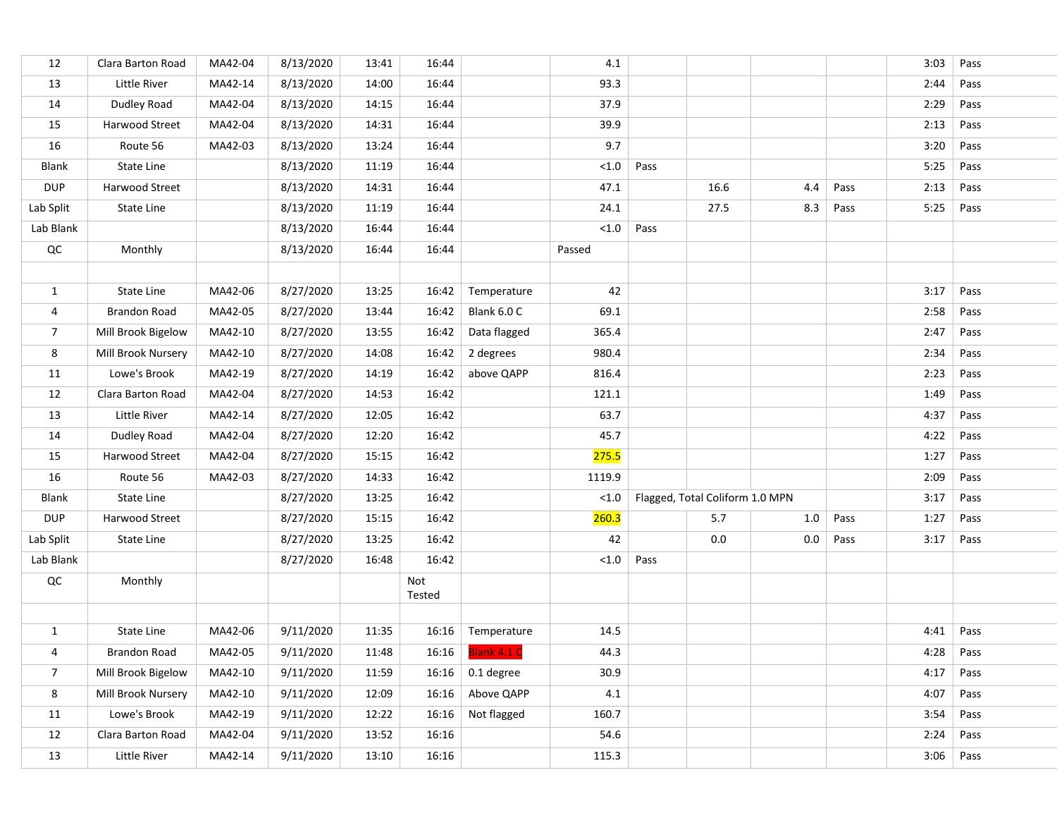| | | | | | | | | | | | | | |
|---|---|---|---|---|---|---|---|---|---|---|---|---|---|
| 12 | Clara Barton Road | MA42-04 | 8/13/2020 | 13:41 | 16:44 | | 4.1 | | | | | 3:03 | Pass |
| 13 | Little River | MA42-14 | 8/13/2020 | 14:00 | 16:44 | | 93.3 | | | | | 2:44 | Pass |
| 14 | Dudley Road | MA42-04 | 8/13/2020 | 14:15 | 16:44 | | 37.9 | | | | | 2:29 | Pass |
| 15 | Harwood Street | MA42-04 | 8/13/2020 | 14:31 | 16:44 | | 39.9 | | | | | 2:13 | Pass |
| 16 | Route 56 | MA42-03 | 8/13/2020 | 13:24 | 16:44 | | 9.7 | | | | | 3:20 | Pass |
| Blank | State Line | | 8/13/2020 | 11:19 | 16:44 | | <1.0 | Pass | | | | 5:25 | Pass |
| DUP | Harwood Street | | 8/13/2020 | 14:31 | 16:44 | | 47.1 | | 16.6 | 4.4 | Pass | 2:13 | Pass |
| Lab Split | State Line | | 8/13/2020 | 11:19 | 16:44 | | 24.1 | | 27.5 | 8.3 | Pass | 5:25 | Pass |
| Lab Blank | | | 8/13/2020 | 16:44 | 16:44 | | <1.0 | Pass | | | | | |
| QC | Monthly | | 8/13/2020 | 16:44 | 16:44 | | Passed | | | | | | |
| | | | | | | | | | | | | | |
| 1 | State Line | MA42-06 | 8/27/2020 | 13:25 | 16:42 | Temperature | 42 | | | | | 3:17 | Pass |
| 4 | Brandon Road | MA42-05 | 8/27/2020 | 13:44 | 16:42 | Blank 6.0 C | 69.1 | | | | | 2:58 | Pass |
| 7 | Mill Brook Bigelow | MA42-10 | 8/27/2020 | 13:55 | 16:42 | Data flagged | 365.4 | | | | | 2:47 | Pass |
| 8 | Mill Brook Nursery | MA42-10 | 8/27/2020 | 14:08 | 16:42 | 2 degrees | 980.4 | | | | | 2:34 | Pass |
| 11 | Lowe's Brook | MA42-19 | 8/27/2020 | 14:19 | 16:42 | above QAPP | 816.4 | | | | | 2:23 | Pass |
| 12 | Clara Barton Road | MA42-04 | 8/27/2020 | 14:53 | 16:42 | | 121.1 | | | | | 1:49 | Pass |
| 13 | Little River | MA42-14 | 8/27/2020 | 12:05 | 16:42 | | 63.7 | | | | | 4:37 | Pass |
| 14 | Dudley Road | MA42-04 | 8/27/2020 | 12:20 | 16:42 | | 45.7 | | | | | 4:22 | Pass |
| 15 | Harwood Street | MA42-04 | 8/27/2020 | 15:15 | 16:42 | | 275.5 | | | | | 1:27 | Pass |
| 16 | Route 56 | MA42-03 | 8/27/2020 | 14:33 | 16:42 | | 1119.9 | | | | | 2:09 | Pass |
| Blank | State Line | | 8/27/2020 | 13:25 | 16:42 | | <1.0 | Flagged, Total Coliform 1.0 MPN | | | | 3:17 | Pass |
| DUP | Harwood Street | | 8/27/2020 | 15:15 | 16:42 | | 260.3 | | 5.7 | 1.0 | Pass | 1:27 | Pass |
| Lab Split | State Line | | 8/27/2020 | 13:25 | 16:42 | | 42 | | 0.0 | 0.0 | Pass | 3:17 | Pass |
| Lab Blank | | | 8/27/2020 | 16:48 | 16:42 | | <1.0 | Pass | | | | | |
| QC | Monthly | | | | Not Tested | | | | | | | | |
| | | | | | | | | | | | | | |
| 1 | State Line | MA42-06 | 9/11/2020 | 11:35 | 16:16 | Temperature | 14.5 | | | | | 4:41 | Pass |
| 4 | Brandon Road | MA42-05 | 9/11/2020 | 11:48 | 16:16 | Blank 4.1 C | 44.3 | | | | | 4:28 | Pass |
| 7 | Mill Brook Bigelow | MA42-10 | 9/11/2020 | 11:59 | 16:16 | 0.1 degree | 30.9 | | | | | 4:17 | Pass |
| 8 | Mill Brook Nursery | MA42-10 | 9/11/2020 | 12:09 | 16:16 | Above QAPP | 4.1 | | | | | 4:07 | Pass |
| 11 | Lowe's Brook | MA42-19 | 9/11/2020 | 12:22 | 16:16 | Not flagged | 160.7 | | | | | 3:54 | Pass |
| 12 | Clara Barton Road | MA42-04 | 9/11/2020 | 13:52 | 16:16 | | 54.6 | | | | | 2:24 | Pass |
| 13 | Little River | MA42-14 | 9/11/2020 | 13:10 | 16:16 | | 115.3 | | | | | 3:06 | Pass |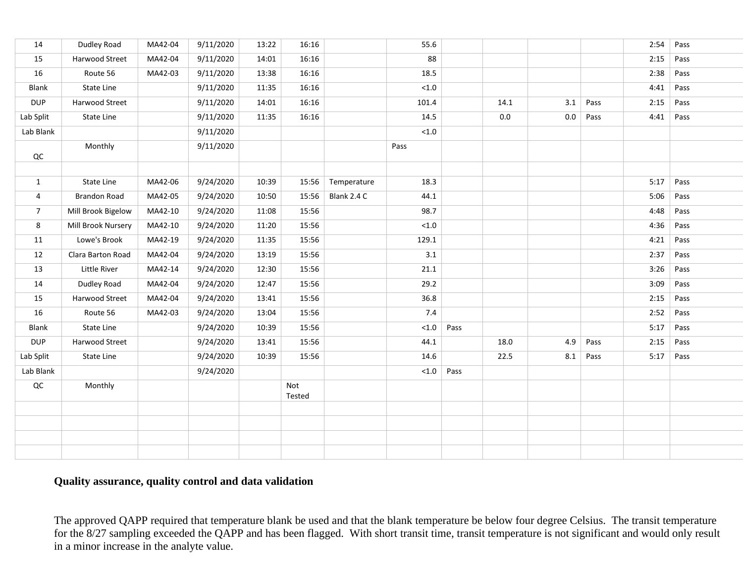| | | | | | | | | | | | | | |
|---|---|---|---|---|---|---|---|---|---|---|---|---|---|
| 14 | Dudley Road | MA42-04 | 9/11/2020 | 13:22 | 16:16 | | 55.6 | | | | | 2:54 | Pass |
| 15 | Harwood Street | MA42-04 | 9/11/2020 | 14:01 | 16:16 | | 88 | | | | | 2:15 | Pass |
| 16 | Route 56 | MA42-03 | 9/11/2020 | 13:38 | 16:16 | | 18.5 | | | | | 2:38 | Pass |
| Blank | State Line | | 9/11/2020 | 11:35 | 16:16 | | <1.0 | | | | | 4:41 | Pass |
| DUP | Harwood Street | | 9/11/2020 | 14:01 | 16:16 | | 101.4 | | 14.1 | 3.1 | Pass | 2:15 | Pass |
| Lab Split | State Line | | 9/11/2020 | 11:35 | 16:16 | | 14.5 | | 0.0 | 0.0 | Pass | 4:41 | Pass |
| Lab Blank | | | 9/11/2020 | | | | <1.0 | | | | | | |
| QC | Monthly | | 9/11/2020 | | | | Pass | | | | | | |
| | | | | | | | | | | | | | |
| 1 | State Line | MA42-06 | 9/24/2020 | 10:39 | 15:56 | Temperature | 18.3 | | | | | 5:17 | Pass |
| 4 | Brandon Road | MA42-05 | 9/24/2020 | 10:50 | 15:56 | Blank 2.4 C | 44.1 | | | | | 5:06 | Pass |
| 7 | Mill Brook Bigelow | MA42-10 | 9/24/2020 | 11:08 | 15:56 | | 98.7 | | | | | 4:48 | Pass |
| 8 | Mill Brook Nursery | MA42-10 | 9/24/2020 | 11:20 | 15:56 | | <1.0 | | | | | 4:36 | Pass |
| 11 | Lowe's Brook | MA42-19 | 9/24/2020 | 11:35 | 15:56 | | 129.1 | | | | | 4:21 | Pass |
| 12 | Clara Barton Road | MA42-04 | 9/24/2020 | 13:19 | 15:56 | | 3.1 | | | | | 2:37 | Pass |
| 13 | Little River | MA42-14 | 9/24/2020 | 12:30 | 15:56 | | 21.1 | | | | | 3:26 | Pass |
| 14 | Dudley Road | MA42-04 | 9/24/2020 | 12:47 | 15:56 | | 29.2 | | | | | 3:09 | Pass |
| 15 | Harwood Street | MA42-04 | 9/24/2020 | 13:41 | 15:56 | | 36.8 | | | | | 2:15 | Pass |
| 16 | Route 56 | MA42-03 | 9/24/2020 | 13:04 | 15:56 | | 7.4 | | | | | 2:52 | Pass |
| Blank | State Line | | 9/24/2020 | 10:39 | 15:56 | | <1.0 | Pass | | | | 5:17 | Pass |
| DUP | Harwood Street | | 9/24/2020 | 13:41 | 15:56 | | 44.1 | | 18.0 | 4.9 | Pass | 2:15 | Pass |
| Lab Split | State Line | | 9/24/2020 | 10:39 | 15:56 | | 14.6 | | 22.5 | 8.1 | Pass | 5:17 | Pass |
| Lab Blank | | | 9/24/2020 | | | | <1.0 | Pass | | | | | |
| QC | Monthly | | | | Not Tested | | | | | | | | |

**Quality assurance, quality control and data validation**

The approved QAPP required that temperature blank be used and that the blank temperature be below four degree Celsius. The transit temperature for the 8/27 sampling exceeded the QAPP and has been flagged. With short transit time, transit temperature is not significant and would only result in a minor increase in the analyte value.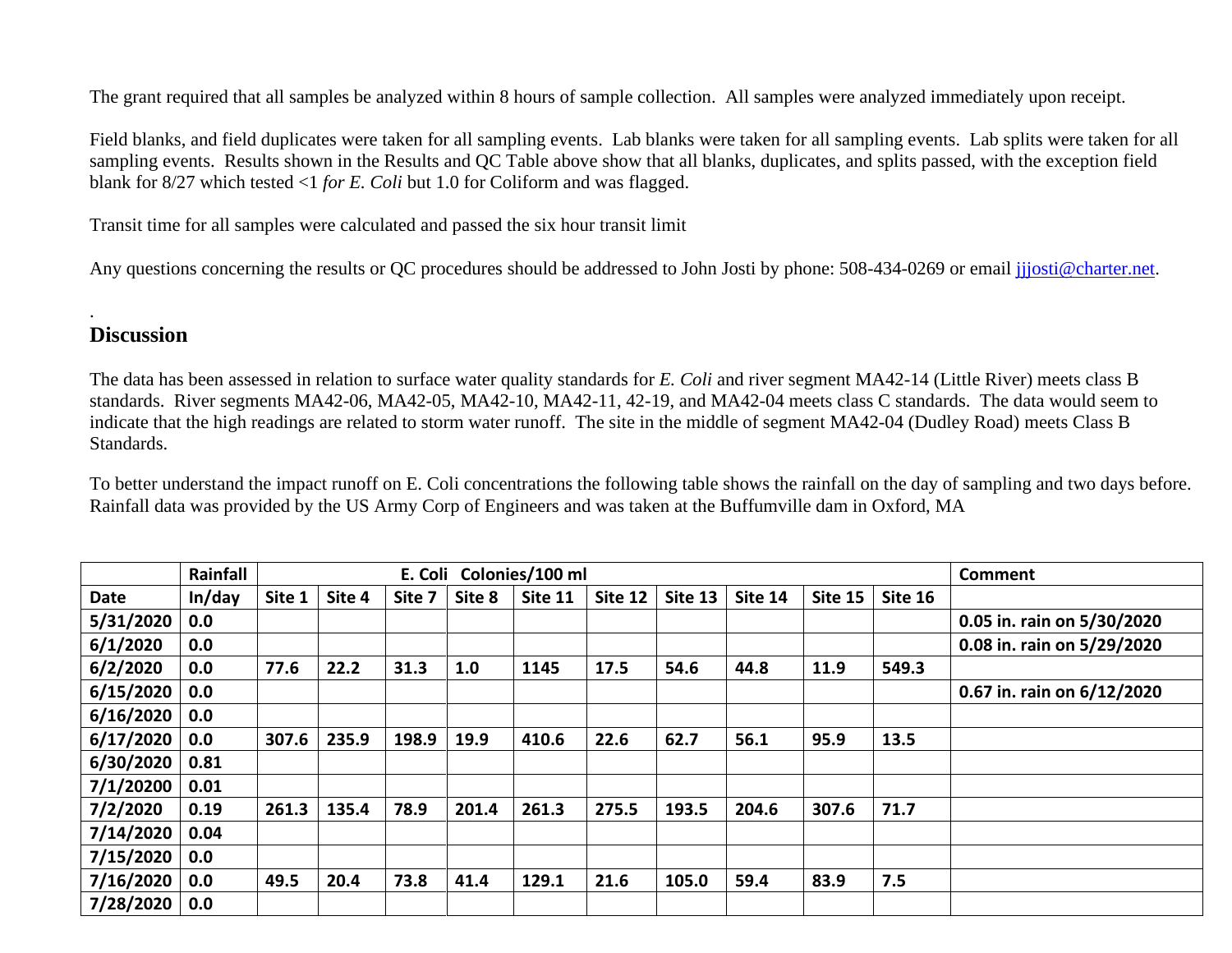The grant required that all samples be analyzed within 8 hours of sample collection. All samples were analyzed immediately upon receipt.

Field blanks, and field duplicates were taken for all sampling events. Lab blanks were taken for all sampling events. Lab splits were taken for all sampling events. Results shown in the Results and QC Table above show that all blanks, duplicates, and splits passed, with the exception field blank for 8/27 which tested <1 *for E. Coli* but 1.0 for Coliform and was flagged.

Transit time for all samples were calculated and passed the six hour transit limit

Any questions concerning the results or QC procedures should be addressed to John Josti by phone: 508-434-0269 or email jjjosti@charter.net.

.

## Discussion

The data has been assessed in relation to surface water quality standards for *E. Coli* and river segment MA42-14 (Little River) meets class B standards. River segments MA42-06, MA42-05, MA42-10, MA42-11, 42-19, and MA42-04 meets class C standards. The data would seem to indicate that the high readings are related to storm water runoff. The site in the middle of segment MA42-04 (Dudley Road) meets Class B Standards.

To better understand the impact runoff on E. Coli concentrations the following table shows the rainfall on the day of sampling and two days before. Rainfall data was provided by the US Army Corp of Engineers and was taken at the Buffumville dam in Oxford, MA

| | Rainfall | E. Coli Colonies/100 ml | | | | | | | | | | Comment |
|---|---|---|---|---|---|---|---|---|---|---|---|---|
| **Date** | **In/day** | **Site 1** | **Site 4** | **Site 7** | **Site 8** | **Site 11** | **Site 12** | **Site 13** | **Site 14** | **Site 15** | **Site 16** | |
| **5/31/2020** | **0.0** | | | | | | | | | | | **0.05 in. rain on 5/30/2020** |
| **6/1/2020** | **0.0** | | | | | | | | | | | **0.08 in. rain on 5/29/2020** |
| **6/2/2020** | **0.0** | **77.6** | **22.2** | **31.3** | **1.0** | **1145** | **17.5** | **54.6** | **44.8** | **11.9** | **549.3** | |
| **6/15/2020** | **0.0** | | | | | | | | | | | **0.67 in. rain on 6/12/2020** |
| **6/16/2020** | **0.0** | | | | | | | | | | | |
| **6/17/2020** | **0.0** | **307.6** | **235.9** | **198.9** | **19.9** | **410.6** | **22.6** | **62.7** | **56.1** | **95.9** | **13.5** | |
| **6/30/2020** | **0.81** | | | | | | | | | | | |
| **7/1/20200** | **0.01** | | | | | | | | | | | |
| **7/2/2020** | **0.19** | **261.3** | **135.4** | **78.9** | **201.4** | **261.3** | **275.5** | **193.5** | **204.6** | **307.6** | **71.7** | |
| **7/14/2020** | **0.04** | | | | | | | | | | | |
| **7/15/2020** | **0.0** | | | | | | | | | | | |
| **7/16/2020** | **0.0** | **49.5** | **20.4** | **73.8** | **41.4** | **129.1** | **21.6** | **105.0** | **59.4** | **83.9** | **7.5** | |
| **7/28/2020** | **0.0** | | | | | | | | | | | |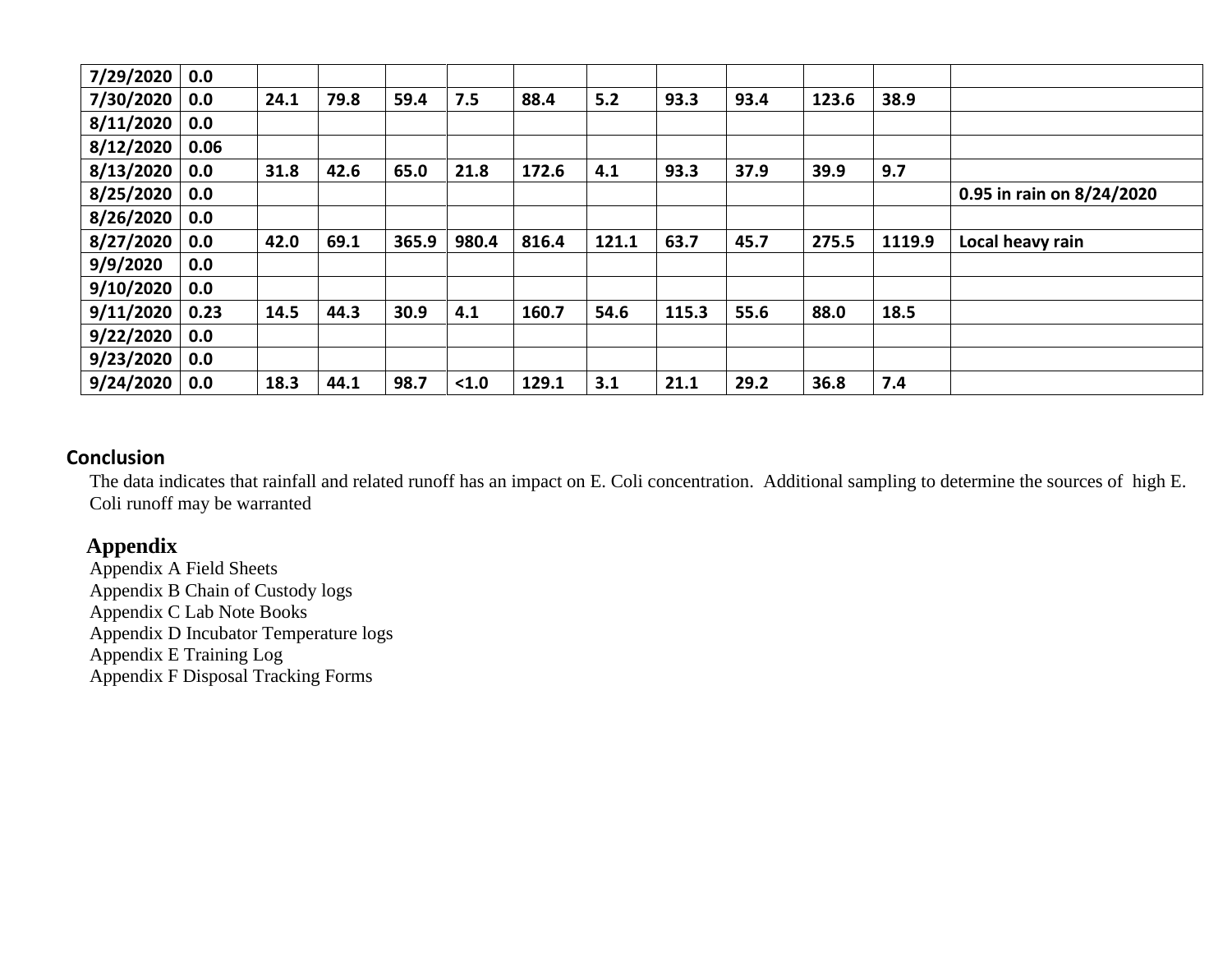| | | | | | | | | | | | | |
|---|---|---|---|---|---|---|---|---|---|---|---|---|
| **7/29/2020** | **0.0** | | | | | | | | | | | |
| **7/30/2020** | **0.0** | **24.1** | **79.8** | **59.4** | **7.5** | **88.4** | **5.2** | **93.3** | **93.4** | **123.6** | **38.9** | |
| **8/11/2020** | **0.0** | | | | | | | | | | | |
| **8/12/2020** | **0.06** | | | | | | | | | | | |
| **8/13/2020** | **0.0** | **31.8** | **42.6** | **65.0** | **21.8** | **172.6** | **4.1** | **93.3** | **37.9** | **39.9** | **9.7** | |
| **8/25/2020** | **0.0** | | | | | | | | | | | **0.95 in rain on 8/24/2020** |
| **8/26/2020** | **0.0** | | | | | | | | | | | |
| **8/27/2020** | **0.0** | **42.0** | **69.1** | **365.9** | **980.4** | **816.4** | **121.1** | **63.7** | **45.7** | **275.5** | **1119.9** | **Local heavy rain** |
| **9/9/2020** | **0.0** | | | | | | | | | | | |
| **9/10/2020** | **0.0** | | | | | | | | | | | |
| **9/11/2020** | **0.23** | **14.5** | **44.3** | **30.9** | **4.1** | **160.7** | **54.6** | **115.3** | **55.6** | **88.0** | **18.5** | |
| **9/22/2020** | **0.0** | | | | | | | | | | | |
| **9/23/2020** | **0.0** | | | | | | | | | | | |
| **9/24/2020** | **0.0** | **18.3** | **44.1** | **98.7** | **<1.0** | **129.1** | **3.1** | **21.1** | **29.2** | **36.8** | **7.4** | |

## Conclusion

The data indicates that rainfall and related runoff has an impact on E. Coli concentration. Additional sampling to determine the sources of high E. Coli runoff may be warranted

## Appendix

Appendix A Field Sheets
Appendix B Chain of Custody logs
Appendix C Lab Note Books
Appendix D Incubator Temperature logs
Appendix E Training Log
Appendix F Disposal Tracking Forms